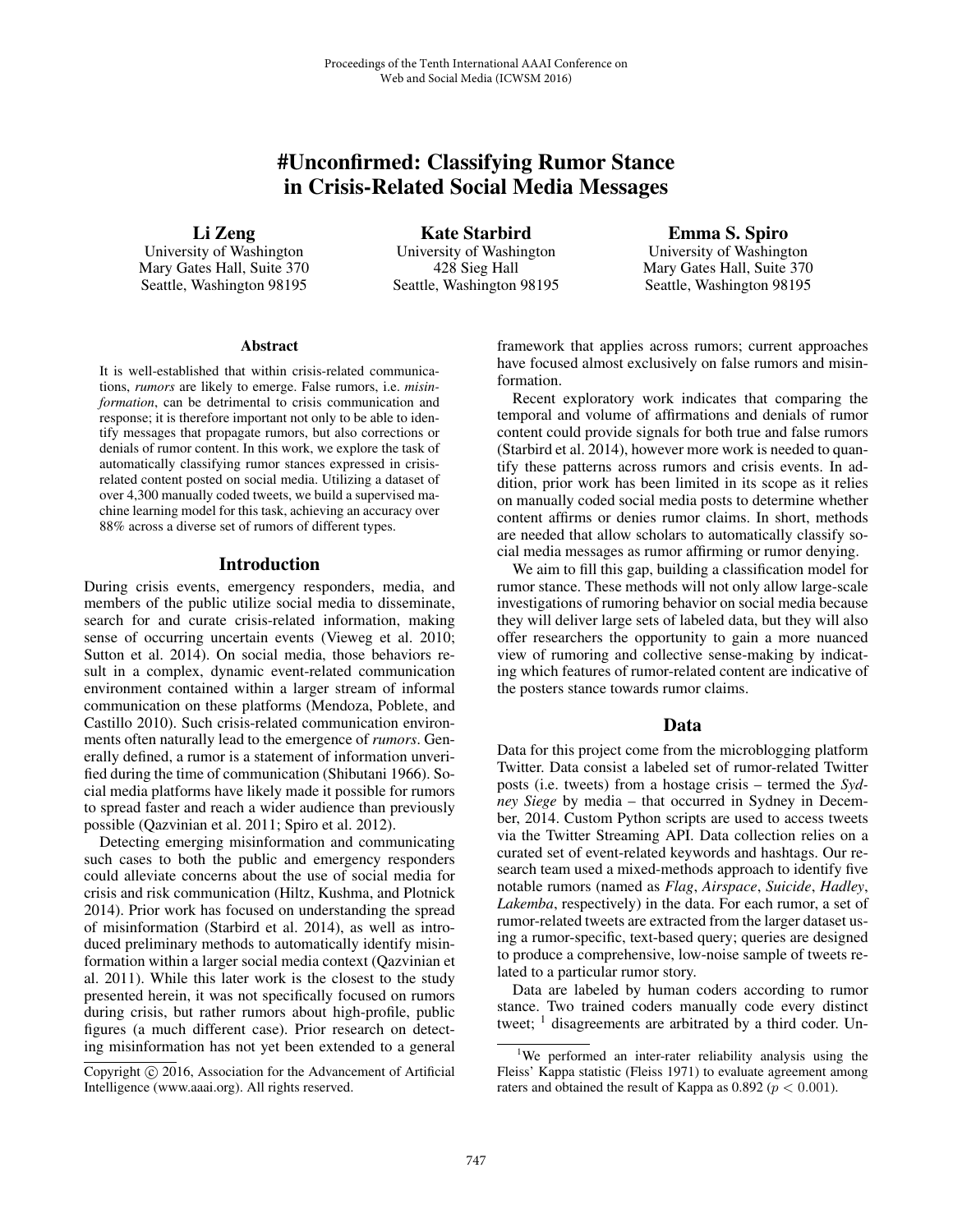# #Unconfirmed: Classifying Rumor Stance in Crisis-Related Social Media Messages

**Li Zeng**
University of Washington
Mary Gates Hall, Suite 370
Seattle, Washington 98195

**Kate Starbird**
University of Washington
428 Sieg Hall
Seattle, Washington 98195

**Emma S. Spiro**
University of Washington
Mary Gates Hall, Suite 370
Seattle, Washington 98195

## Abstract

It is well-established that within crisis-related communications, *rumors* are likely to emerge. False rumors, i.e. *misinformation*, can be detrimental to crisis communication and response; it is therefore important not only to be able to identify messages that propagate rumors, but also corrections or denials of rumor content. In this work, we explore the task of automatically classifying rumor stances expressed in crisis-related content posted on social media. Utilizing a dataset of over 4,300 manually coded tweets, we build a supervised machine learning model for this task, achieving an accuracy over 88% across a diverse set of rumors of different types.

## Introduction

During crisis events, emergency responders, media, and members of the public utilize social media to disseminate, search for and curate crisis-related information, making sense of occurring uncertain events (Vieweg et al. 2010; Sutton et al. 2014). On social media, those behaviors result in a complex, dynamic event-related communication environment contained within a larger stream of informal communication on these platforms (Mendoza, Poblete, and Castillo 2010). Such crisis-related communication environments often naturally lead to the emergence of *rumors*. Generally defined, a rumor is a statement of information unverified during the time of communication (Shibutani 1966). Social media platforms have likely made it possible for rumors to spread faster and reach a wider audience than previously possible (Qazvinian et al. 2011; Spiro et al. 2012).

Detecting emerging misinformation and communicating such cases to both the public and emergency responders could alleviate concerns about the use of social media for crisis and risk communication (Hiltz, Kushma, and Plotnick 2014). Prior work has focused on understanding the spread of misinformation (Starbird et al. 2014), as well as introduced preliminary methods to automatically identify misinformation within a larger social media context (Qazvinian et al. 2011). While this later work is the closest to the study presented herein, it was not specifically focused on rumors during crisis, but rather rumors about high-profile, public figures (a much different case). Prior research on detecting misinformation has not yet been extended to a general framework that applies across rumors; current approaches have focused almost exclusively on false rumors and misinformation.

Recent exploratory work indicates that comparing the temporal and volume of affirmations and denials of rumor content could provide signals for both true and false rumors (Starbird et al. 2014), however more work is needed to quantify these patterns across rumors and crisis events. In addition, prior work has been limited in its scope as it relies on manually coded social media posts to determine whether content affirms or denies rumor claims. In short, methods are needed that allow scholars to automatically classify social media messages as rumor affirming or rumor denying.

We aim to fill this gap, building a classification model for rumor stance. These methods will not only allow large-scale investigations of rumoring behavior on social media because they will deliver large sets of labeled data, but they will also offer researchers the opportunity to gain a more nuanced view of rumoring and collective sense-making by indicating which features of rumor-related content are indicative of the posters stance towards rumor claims.

## Data

Data for this project come from the microblogging platform Twitter. Data consist a labeled set of rumor-related Twitter posts (i.e. tweets) from a hostage crisis – termed the *Sydney Siege* by media – that occurred in Sydney in December, 2014. Custom Python scripts are used to access tweets via the Twitter Streaming API. Data collection relies on a curated set of event-related keywords and hashtags. Our research team used a mixed-methods approach to identify five notable rumors (named as *Flag*, *Airspace*, *Suicide*, *Hadley*, *Lakemba*, respectively) in the data. For each rumor, a set of rumor-related tweets are extracted from the larger dataset using a rumor-specific, text-based query; queries are designed to produce a comprehensive, low-noise sample of tweets related to a particular rumor story.

Data are labeled by human coders according to rumor stance. Two trained coders manually code every distinct tweet; [1] disagreements are arbitrated by a third coder. Un-

[1] We performed an inter-rater reliability analysis using the Fleiss' Kappa statistic (Fleiss 1971) to evaluate agreement among raters and obtained the result of Kappa as 0.892 ($p < 0.001$).

Copyright © 2016, Association for the Advancement of Artificial Intelligence (www.aaai.org). All rights reserved.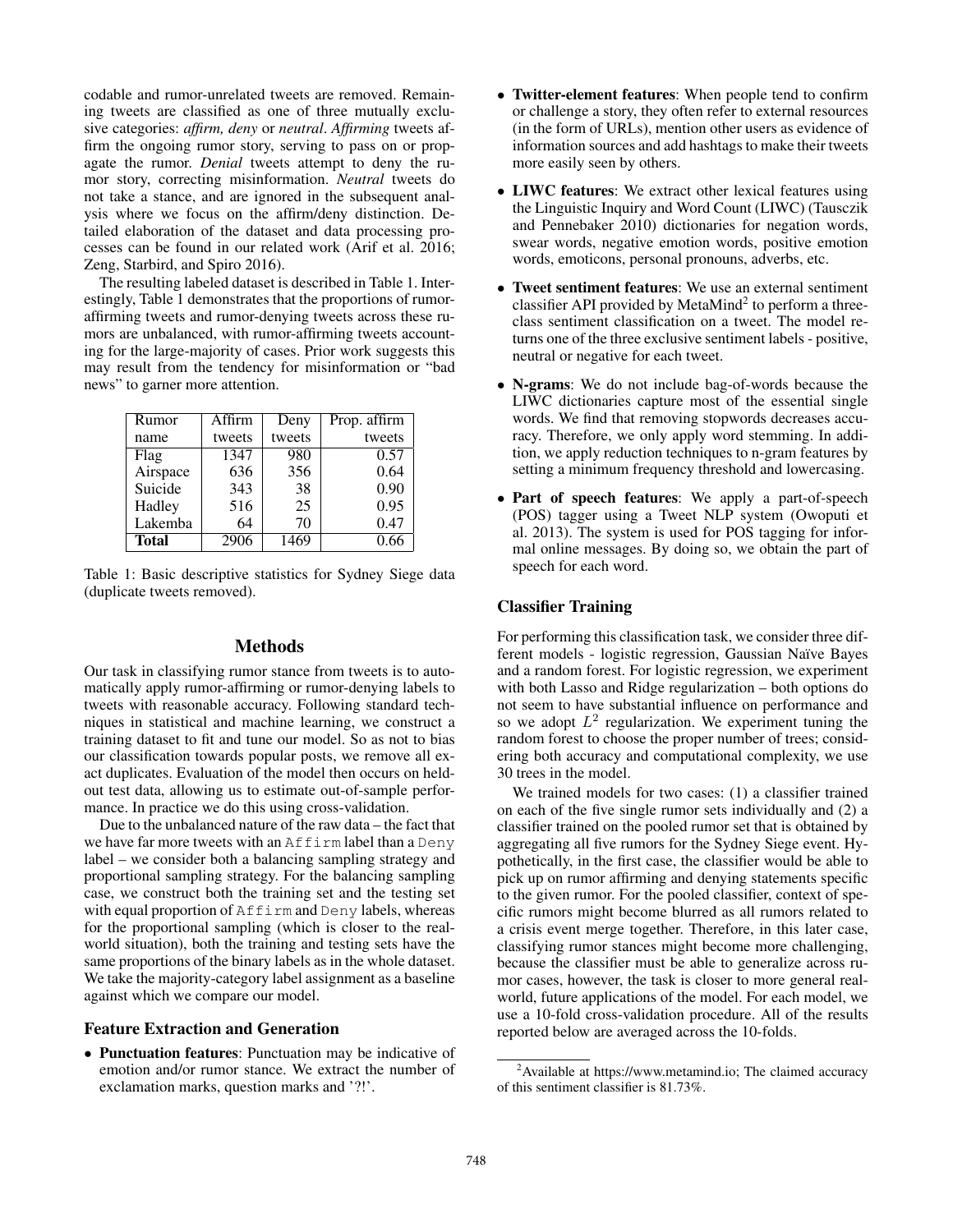codable and rumor-unrelated tweets are removed. Remaining tweets are classified as one of three mutually exclusive categories: *affirm, deny* or *neutral*. *Affirming* tweets affirm the ongoing rumor story, serving to pass on or propagate the rumor. *Denial* tweets attempt to deny the rumor story, correcting misinformation. *Neutral* tweets do not take a stance, and are ignored in the subsequent analysis where we focus on the affirm/deny distinction. Detailed elaboration of the dataset and data processing processes can be found in our related work (Arif et al. 2016; Zeng, Starbird, and Spiro 2016).

The resulting labeled dataset is described in Table 1. Interestingly, Table 1 demonstrates that the proportions of rumor-affirming tweets and rumor-denying tweets across these rumors are unbalanced, with rumor-affirming tweets accounting for the large-majority of cases. Prior work suggests this may result from the tendency for misinformation or "bad news" to garner more attention.

| Rumor name | Affirm tweets | Deny tweets | Prop. affirm tweets |
|---|---|---|---|
| Flag | 1347 | 980 | 0.57 |
| Airspace | 636 | 356 | 0.64 |
| Suicide | 343 | 38 | 0.90 |
| Hadley | 516 | 25 | 0.95 |
| Lakemba | 64 | 70 | 0.47 |
| **Total** | 2906 | 1469 | 0.66 |

Table 1: Basic descriptive statistics for Sydney Siege data (duplicate tweets removed).

## Methods

Our task in classifying rumor stance from tweets is to automatically apply rumor-affirming or rumor-denying labels to tweets with reasonable accuracy. Following standard techniques in statistical and machine learning, we construct a training dataset to fit and tune our model. So as not to bias our classification towards popular posts, we remove all exact duplicates. Evaluation of the model then occurs on held-out test data, allowing us to estimate out-of-sample performance. In practice we do this using cross-validation.

Due to the unbalanced nature of the raw data – the fact that we have far more tweets with an `Affirm` label than a `Deny` label – we consider both a balancing sampling strategy and proportional sampling strategy. For the balancing sampling case, we construct both the training set and the testing set with equal proportion of `Affirm` and `Deny` labels, whereas for the proportional sampling (which is closer to the real-world situation), both the training and testing sets have the same proportions of the binary labels as in the whole dataset. We take the majority-category label assignment as a baseline against which we compare our model.

### Feature Extraction and Generation

- **Punctuation features**: Punctuation may be indicative of emotion and/or rumor stance. We extract the number of exclamation marks, question marks and '?!'.
- **Twitter-element features**: When people tend to confirm or challenge a story, they often refer to external resources (in the form of URLs), mention other users as evidence of information sources and add hashtags to make their tweets more easily seen by others.
- **LIWC features**: We extract other lexical features using the Linguistic Inquiry and Word Count (LIWC) (Tausczik and Pennebaker 2010) dictionaries for negation words, swear words, negative emotion words, positive emotion words, emoticons, personal pronouns, adverbs, etc.
- **Tweet sentiment features**: We use an external sentiment classifier API provided by MetaMind[2] to perform a three-class sentiment classification on a tweet. The model returns one of the three exclusive sentiment labels - positive, neutral or negative for each tweet.
- **N-grams**: We do not include bag-of-words because the LIWC dictionaries capture most of the essential single words. We find that removing stopwords decreases accuracy. Therefore, we only apply word stemming. In addition, we apply reduction techniques to n-gram features by setting a minimum frequency threshold and lowercasing.
- **Part of speech features**: We apply a part-of-speech (POS) tagger using a Tweet NLP system (Owoputi et al. 2013). The system is used for POS tagging for informal online messages. By doing so, we obtain the part of speech for each word.

### Classifier Training

For performing this classification task, we consider three different models - logistic regression, Gaussian Naïve Bayes and a random forest. For logistic regression, we experiment with both Lasso and Ridge regularization – both options do not seem to have substantial influence on performance and so we adopt $L^2$ regularization. We experiment tuning the random forest to choose the proper number of trees; considering both accuracy and computational complexity, we use 30 trees in the model.

We trained models for two cases: (1) a classifier trained on each of the five single rumor sets individually and (2) a classifier trained on the pooled rumor set that is obtained by aggregating all five rumors for the Sydney Siege event. Hypothetically, in the first case, the classifier would be able to pick up on rumor affirming and denying statements specific to the given rumor. For the pooled classifier, context of specific rumors might become blurred as all rumors related to a crisis event merge together. Therefore, in this later case, classifying rumor stances might become more challenging, because the classifier must be able to generalize across rumor cases, however, the task is closer to more general real-world, future applications of the model. For each model, we use a 10-fold cross-validation procedure. All of the results reported below are averaged across the 10-folds.

[2] Available at https://www.metamind.io; The claimed accuracy of this sentiment classifier is 81.73%.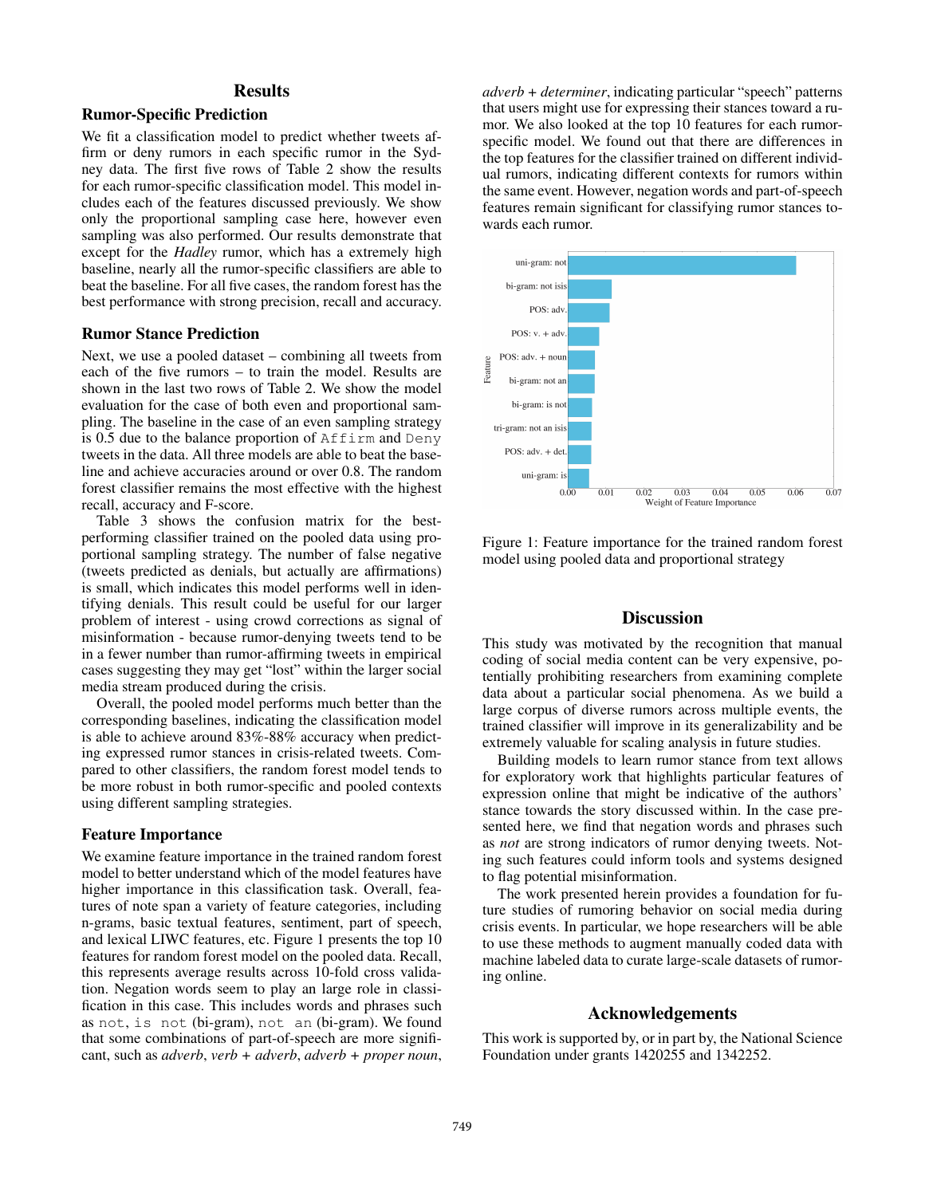## Results

### Rumor-Specific Prediction

We fit a classification model to predict whether tweets affirm or deny rumors in each specific rumor in the Sydney data. The first five rows of Table 2 show the results for each rumor-specific classification model. This model includes each of the features discussed previously. We show only the proportional sampling case here, however even sampling was also performed. Our results demonstrate that except for the *Hadley* rumor, which has a extremely high baseline, nearly all the rumor-specific classifiers are able to beat the baseline. For all five cases, the random forest has the best performance with strong precision, recall and accuracy.

### Rumor Stance Prediction

Next, we use a pooled dataset – combining all tweets from each of the five rumors – to train the model. Results are shown in the last two rows of Table 2. We show the model evaluation for the case of both even and proportional sampling. The baseline in the case of an even sampling strategy is 0.5 due to the balance proportion of Affirm and Deny tweets in the data. All three models are able to beat the baseline and achieve accuracies around or over 0.8. The random forest classifier remains the most effective with the highest recall, accuracy and F-score.

Table 3 shows the confusion matrix for the best-performing classifier trained on the pooled data using proportional sampling strategy. The number of false negative (tweets predicted as denials, but actually are affirmations) is small, which indicates this model performs well in identifying denials. This result could be useful for our larger problem of interest - using crowd corrections as signal of misinformation - because rumor-denying tweets tend to be in a fewer number than rumor-affirming tweets in empirical cases suggesting they may get "lost" within the larger social media stream produced during the crisis.

Overall, the pooled model performs much better than the corresponding baselines, indicating the classification model is able to achieve around 83%-88% accuracy when predicting expressed rumor stances in crisis-related tweets. Compared to other classifiers, the random forest model tends to be more robust in both rumor-specific and pooled contexts using different sampling strategies.

### Feature Importance

We examine feature importance in the trained random forest model to better understand which of the model features have higher importance in this classification task. Overall, features of note span a variety of feature categories, including n-grams, basic textual features, sentiment, part of speech, and lexical LIWC features, etc. Figure 1 presents the top 10 features for random forest model on the pooled data. Recall, this represents average results across 10-fold cross validation. Negation words seem to play an large role in classification in this case. This includes words and phrases such as not, is not (bi-gram), not an (bi-gram). We found that some combinations of part-of-speech are more significant, such as *adverb*, *verb + adverb*, *adverb + proper noun*, *adverb + determiner*, indicating particular "speech" patterns that users might use for expressing their stances toward a rumor. We also looked at the top 10 features for each rumor-specific model. We found out that there are differences in the top features for the classifier trained on different individual rumors, indicating different contexts for rumors within the same event. However, negation words and part-of-speech features remain significant for classifying rumor stances towards each rumor.

Figure 1: Feature importance for the trained random forest model using pooled data and proportional strategy

## Discussion

This study was motivated by the recognition that manual coding of social media content can be very expensive, potentially prohibiting researchers from examining complete data about a particular social phenomena. As we build a large corpus of diverse rumors across multiple events, the trained classifier will improve in its generalizability and be extremely valuable for scaling analysis in future studies.

Building models to learn rumor stance from text allows for exploratory work that highlights particular features of expression online that might be indicative of the authors' stance towards the story discussed within. In the case presented here, we find that negation words and phrases such as *not* are strong indicators of rumor denying tweets. Noting such features could inform tools and systems designed to flag potential misinformation.

The work presented herein provides a foundation for future studies of rumoring behavior on social media during crisis events. In particular, we hope researchers will be able to use these methods to augment manually coded data with machine labeled data to curate large-scale datasets of rumoring online.

## Acknowledgements

This work is supported by, or in part by, the National Science Foundation under grants 1420255 and 1342252.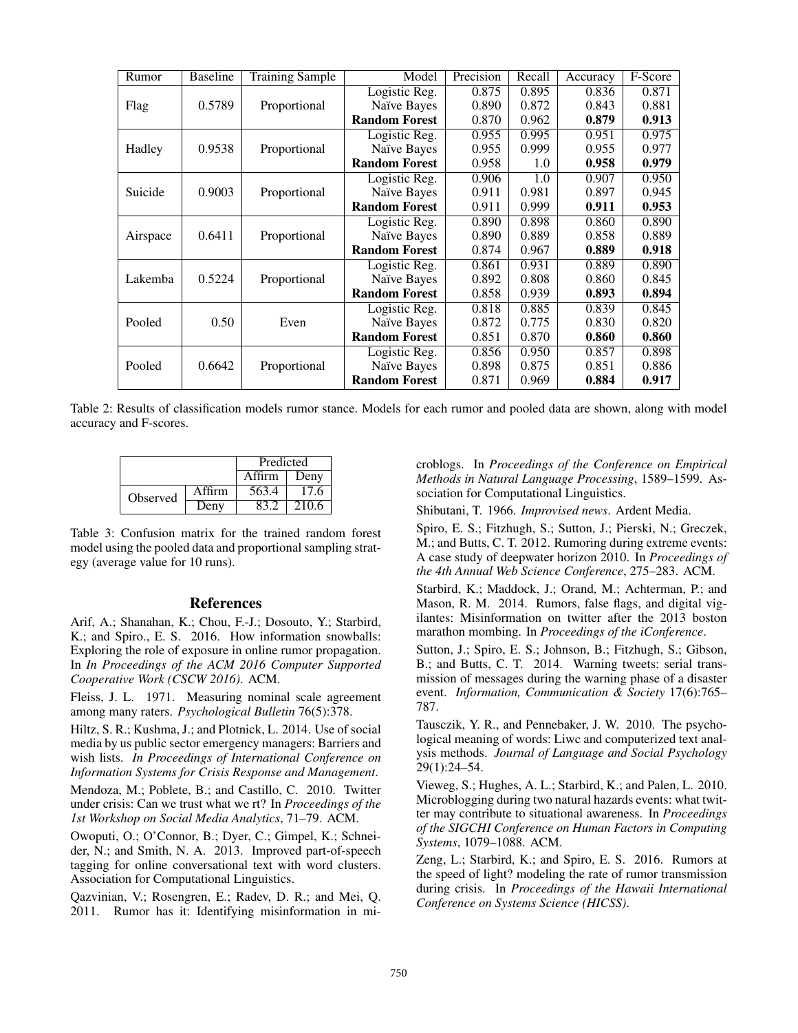| Rumor | Baseline | Training Sample | Model | Precision | Recall | Accuracy | F-Score |
|---|---|---|---|---|---|---|---|
| Flag | 0.5789 | Proportional | Logistic Reg. | 0.875 | 0.895 | 0.836 | 0.871 |
| | | | Naïve Bayes | 0.890 | 0.872 | 0.843 | 0.881 |
| | | | **Random Forest** | 0.870 | 0.962 | **0.879** | **0.913** |
| Hadley | 0.9538 | Proportional | Logistic Reg. | 0.955 | 0.995 | 0.951 | 0.975 |
| | | | Naïve Bayes | 0.955 | 0.999 | 0.955 | 0.977 |
| | | | **Random Forest** | 0.958 | 1.0 | **0.958** | **0.979** |
| Suicide | 0.9003 | Proportional | Logistic Reg. | 0.906 | 1.0 | 0.907 | 0.950 |
| | | | Naïve Bayes | 0.911 | 0.981 | 0.897 | 0.945 |
| | | | **Random Forest** | 0.911 | 0.999 | **0.911** | **0.953** |
| Airspace | 0.6411 | Proportional | Logistic Reg. | 0.890 | 0.898 | 0.860 | 0.890 |
| | | | Naïve Bayes | 0.890 | 0.889 | 0.858 | 0.889 |
| | | | **Random Forest** | 0.874 | 0.967 | **0.889** | **0.918** |
| Lakemba | 0.5224 | Proportional | Logistic Reg. | 0.861 | 0.931 | 0.889 | 0.890 |
| | | | Naïve Bayes | 0.892 | 0.808 | 0.860 | 0.845 |
| | | | **Random Forest** | 0.858 | 0.939 | **0.893** | **0.894** |
| Pooled | 0.50 | Even | Logistic Reg. | 0.818 | 0.885 | 0.839 | 0.845 |
| | | | Naïve Bayes | 0.872 | 0.775 | 0.830 | 0.820 |
| | | | **Random Forest** | 0.851 | 0.870 | **0.860** | **0.860** |
| Pooled | 0.6642 | Proportional | Logistic Reg. | 0.856 | 0.950 | 0.857 | 0.898 |
| | | | Naïve Bayes | 0.898 | 0.875 | 0.851 | 0.886 |
| | | | **Random Forest** | 0.871 | 0.969 | **0.884** | **0.917** |

Table 2: Results of classification models rumor stance. Models for each rumor and pooled data are shown, along with model accuracy and F-scores.

| | | Predicted | |
|---|---|---|---|
| | | Affirm | Deny |
| Observed | Affirm | 563.4 | 17.6 |
| | Deny | 83.2 | 210.6 |

Table 3: Confusion matrix for the trained random forest model using the pooled data and proportional sampling strategy (average value for 10 runs).

## References

Arif, A.; Shanahan, K.; Chou, F.-J.; Dosouto, Y.; Starbird, K.; and Spiro., E. S. 2016. How information snowballs: Exploring the role of exposure in online rumor propagation. In *In Proceedings of the ACM 2016 Computer Supported Cooperative Work (CSCW 2016)*. ACM.

Fleiss, J. L. 1971. Measuring nominal scale agreement among many raters. *Psychological Bulletin* 76(5):378.

Hiltz, S. R.; Kushma, J.; and Plotnick, L. 2014. Use of social media by us public sector emergency managers: Barriers and wish lists. *In Proceedings of International Conference on Information Systems for Crisis Response and Management*.

Mendoza, M.; Poblete, B.; and Castillo, C. 2010. Twitter under crisis: Can we trust what we rt? In *Proceedings of the 1st Workshop on Social Media Analytics*, 71–79. ACM.

Owoputi, O.; O'Connor, B.; Dyer, C.; Gimpel, K.; Schneider, N.; and Smith, N. A. 2013. Improved part-of-speech tagging for online conversational text with word clusters. Association for Computational Linguistics.

Qazvinian, V.; Rosengren, E.; Radev, D. R.; and Mei, Q. 2011. Rumor has it: Identifying misinformation in microblogs. In *Proceedings of the Conference on Empirical Methods in Natural Language Processing*, 1589–1599. Association for Computational Linguistics.

Shibutani, T. 1966. *Improvised news*. Ardent Media.

Spiro, E. S.; Fitzhugh, S.; Sutton, J.; Pierski, N.; Greczek, M.; and Butts, C. T. 2012. Rumoring during extreme events: A case study of deepwater horizon 2010. In *Proceedings of the 4th Annual Web Science Conference*, 275–283. ACM.

Starbird, K.; Maddock, J.; Orand, M.; Achterman, P.; and Mason, R. M. 2014. Rumors, false flags, and digital vigilantes: Misinformation on twitter after the 2013 boston marathon mombing. In *Proceedings of the iConference*.

Sutton, J.; Spiro, E. S.; Johnson, B.; Fitzhugh, S.; Gibson, B.; and Butts, C. T. 2014. Warning tweets: serial transmission of messages during the warning phase of a disaster event. *Information, Communication & Society* 17(6):765–787.

Tausczik, Y. R., and Pennebaker, J. W. 2010. The psychological meaning of words: Liwc and computerized text analysis methods. *Journal of Language and Social Psychology* 29(1):24–54.

Vieweg, S.; Hughes, A. L.; Starbird, K.; and Palen, L. 2010. Microblogging during two natural hazards events: what twitter may contribute to situational awareness. In *Proceedings of the SIGCHI Conference on Human Factors in Computing Systems*, 1079–1088. ACM.

Zeng, L.; Starbird, K.; and Spiro, E. S. 2016. Rumors at the speed of light? modeling the rate of rumor transmission during crisis. In *Proceedings of the Hawaii International Conference on Systems Science (HICSS)*.